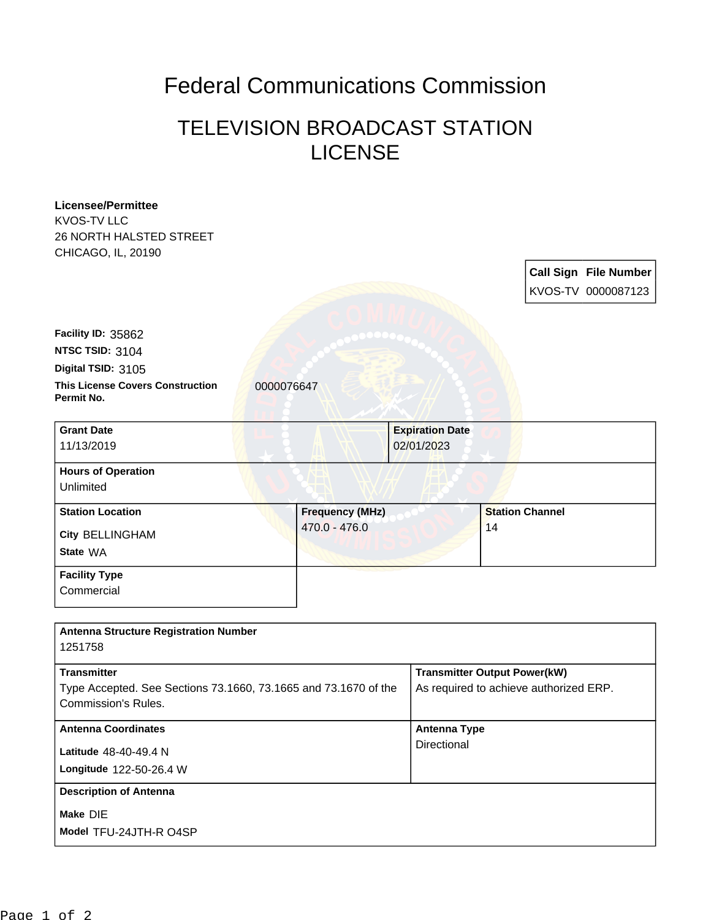# Federal Communications Commission

## TELEVISION BROADCAST STATION LICENSE

**Licensee/Permittee**
KVOS-TV LLC
26 NORTH HALSTED STREET
CHICAGO, IL, 20190

| Call Sign | File Number |
|---|---|
| KVOS-TV | 0000087123 |

**Facility ID:** 35862
**NTSC TSID:** 3104
**Digital TSID:** 3105
**This License Covers Construction Permit No.** 0000076647

| Grant Date | Expiration Date |
|---|---|
| 11/13/2019 | 02/01/2023 |

**Hours of Operation**
Unlimited

| Station Location | Frequency (MHz) | Station Channel |
|---|---|---|
| City BELLINGHAM<br>State WA | 470.0 - 476.0 | 14 |

**Facility Type**
Commercial

**Antenna Structure Registration Number**
1251758

| Transmitter | Transmitter Output Power(kW) |
|---|---|
| Type Accepted. See Sections 73.1660, 73.1665 and 73.1670 of the Commission's Rules. | As required to achieve authorized ERP. |

| Antenna Coordinates | Antenna Type |
|---|---|
| Latitude 48-40-49.4 N<br>Longitude 122-50-26.4 W | Directional |

**Description of Antenna**
Make DIE
Model TFU-24JTH-R O4SP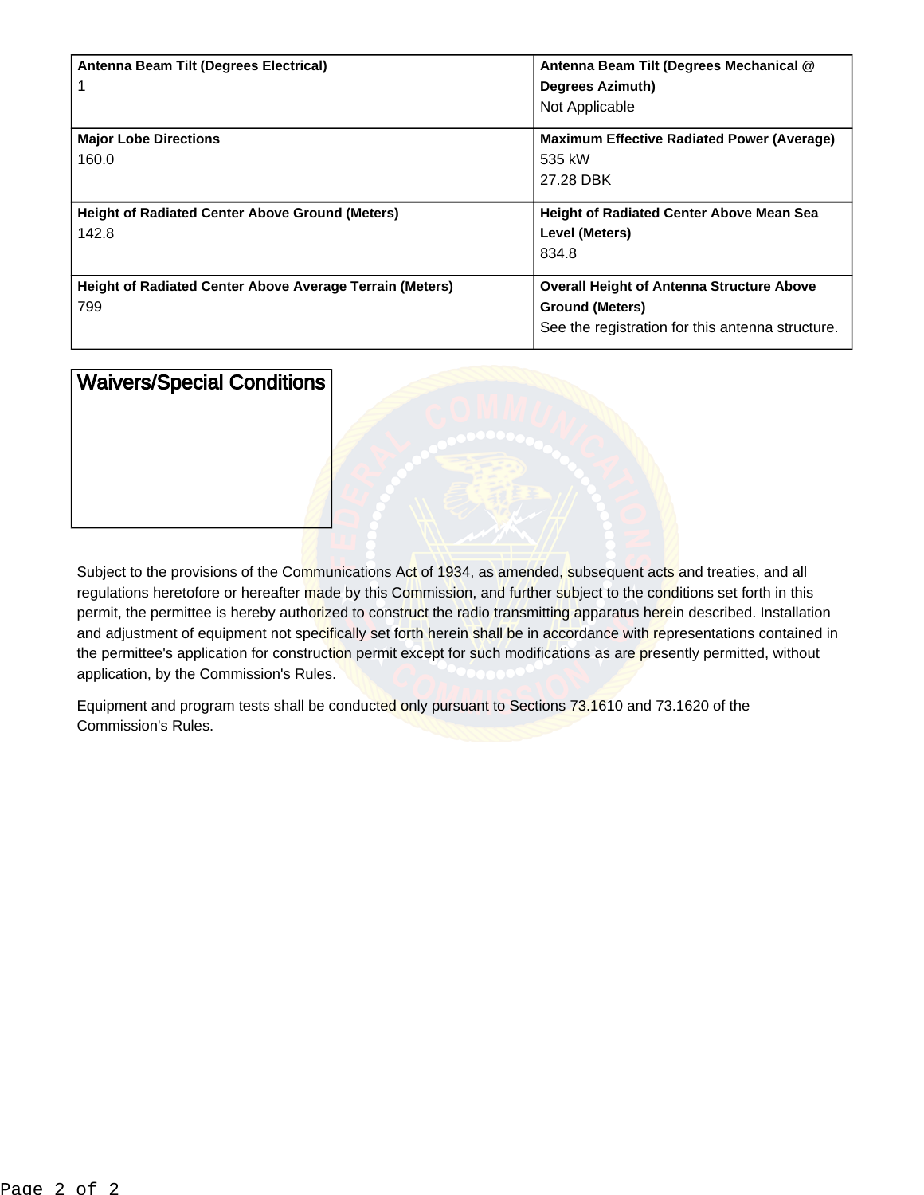| | |
|---|---|
| **Antenna Beam Tilt (Degrees Electrical)**<br>1 | **Antenna Beam Tilt (Degrees Mechanical @ Degrees Azimuth)**<br>Not Applicable |
| **Major Lobe Directions**<br>160.0 | **Maximum Effective Radiated Power (Average)**<br>535 kW<br>27.28 DBK |
| **Height of Radiated Center Above Ground (Meters)**<br>142.8 | **Height of Radiated Center Above Mean Sea Level (Meters)**<br>834.8 |
| **Height of Radiated Center Above Average Terrain (Meters)**<br>799 | **Overall Height of Antenna Structure Above Ground (Meters)**<br>See the registration for this antenna structure. |

## Waivers/Special Conditions

Subject to the provisions of the Communications Act of 1934, as amended, subsequent acts and treaties, and all regulations heretofore or hereafter made by this Commission, and further subject to the conditions set forth in this permit, the permittee is hereby authorized to construct the radio transmitting apparatus herein described. Installation and adjustment of equipment not specifically set forth herein shall be in accordance with representations contained in the permittee's application for construction permit except for such modifications as are presently permitted, without application, by the Commission's Rules.

Equipment and program tests shall be conducted only pursuant to Sections 73.1610 and 73.1620 of the Commission's Rules.